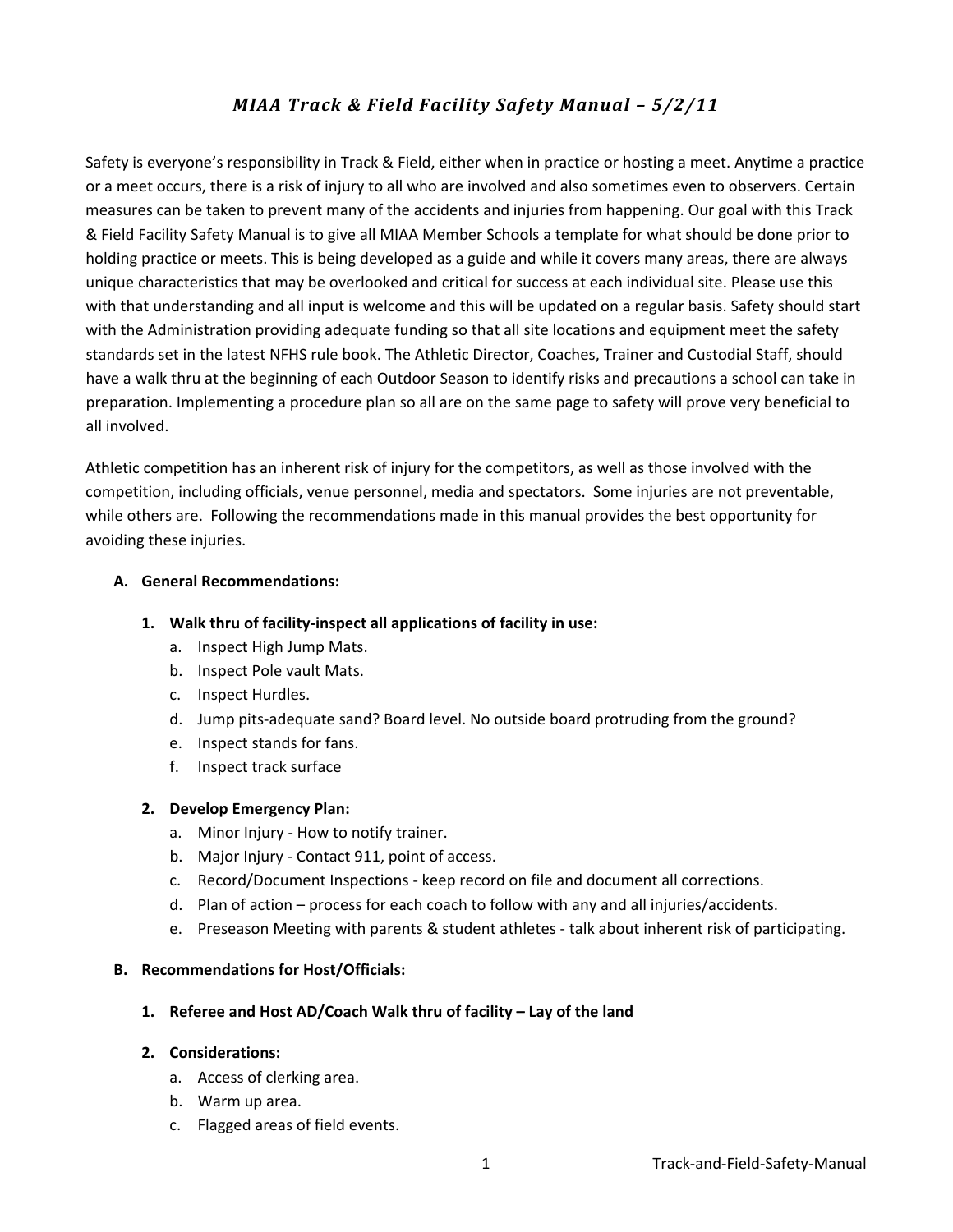# *MIAA Track & Field Facility Safety Manual – 5/2/11*

Safety is everyone's responsibility in Track & Field, either when in practice or hosting a meet. Anytime a practice or a meet occurs, there is a risk of injury to all who are involved and also sometimes even to observers. Certain measures can be taken to prevent many of the accidents and injuries from happening. Our goal with this Track & Field Facility Safety Manual is to give all MIAA Member Schools a template for what should be done prior to holding practice or meets. This is being developed as a guide and while it covers many areas, there are always unique characteristics that may be overlooked and critical for success at each individual site. Please use this with that understanding and all input is welcome and this will be updated on a regular basis. Safety should start with the Administration providing adequate funding so that all site locations and equipment meet the safety standards set in the latest NFHS rule book. The Athletic Director, Coaches, Trainer and Custodial Staff, should have a walk thru at the beginning of each Outdoor Season to identify risks and precautions a school can take in preparation. Implementing a procedure plan so all are on the same page to safety will prove very beneficial to all involved.

Athletic competition has an inherent risk of injury for the competitors, as well as those involved with the competition, including officials, venue personnel, media and spectators. Some injuries are not preventable, while others are. Following the recommendations made in this manual provides the best opportunity for avoiding these injuries.

**A. General Recommendations:**

1. **Walk thru of facility-inspect all applications of facility in use:**
   a. Inspect High Jump Mats.
   b. Inspect Pole vault Mats.
   c. Inspect Hurdles.
   d. Jump pits-adequate sand? Board level. No outside board protruding from the ground?
   e. Inspect stands for fans.
   f. Inspect track surface

2. **Develop Emergency Plan:**
   a. Minor Injury - How to notify trainer.
   b. Major Injury - Contact 911, point of access.
   c. Record/Document Inspections - keep record on file and document all corrections.
   d. Plan of action – process for each coach to follow with any and all injuries/accidents.
   e. Preseason Meeting with parents & student athletes - talk about inherent risk of participating.

**B. Recommendations for Host/Officials:**

1. **Referee and Host AD/Coach Walk thru of facility – Lay of the land**

2. **Considerations:**
   a. Access of clerking area.
   b. Warm up area.
   c. Flagged areas of field events.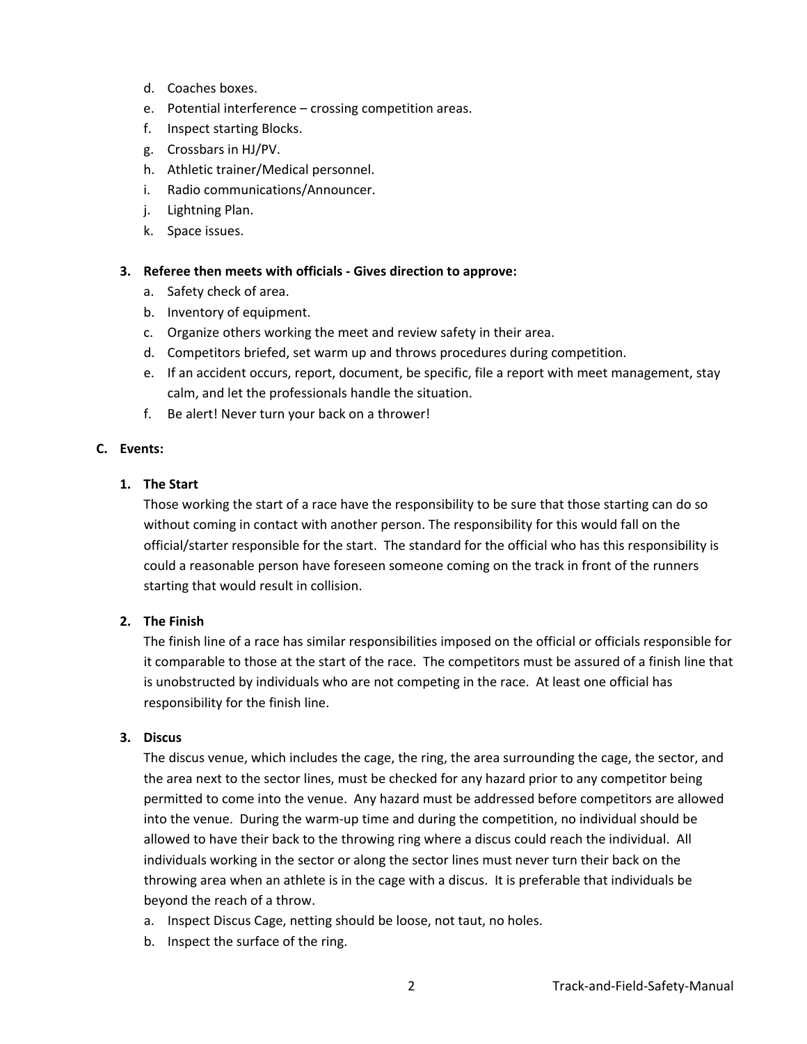d. Coaches boxes.
e. Potential interference – crossing competition areas.
f. Inspect starting Blocks.
g. Crossbars in HJ/PV.
h. Athletic trainer/Medical personnel.
i. Radio communications/Announcer.
j. Lightning Plan.
k. Space issues.

**3. Referee then meets with officials - Gives direction to approve:**

a. Safety check of area.
b. Inventory of equipment.
c. Organize others working the meet and review safety in their area.
d. Competitors briefed, set warm up and throws procedures during competition.
e. If an accident occurs, report, document, be specific, file a report with meet management, stay calm, and let the professionals handle the situation.
f. Be alert! Never turn your back on a thrower!

## C. Events:

### 1. The Start

Those working the start of a race have the responsibility to be sure that those starting can do so without coming in contact with another person. The responsibility for this would fall on the official/starter responsible for the start. The standard for the official who has this responsibility is could a reasonable person have foreseen someone coming on the track in front of the runners starting that would result in collision.

### 2. The Finish

The finish line of a race has similar responsibilities imposed on the official or officials responsible for it comparable to those at the start of the race. The competitors must be assured of a finish line that is unobstructed by individuals who are not competing in the race. At least one official has responsibility for the finish line.

### 3. Discus

The discus venue, which includes the cage, the ring, the area surrounding the cage, the sector, and the area next to the sector lines, must be checked for any hazard prior to any competitor being permitted to come into the venue. Any hazard must be addressed before competitors are allowed into the venue. During the warm-up time and during the competition, no individual should be allowed to have their back to the throwing ring where a discus could reach the individual. All individuals working in the sector or along the sector lines must never turn their back on the throwing area when an athlete is in the cage with a discus. It is preferable that individuals be beyond the reach of a throw.

a. Inspect Discus Cage, netting should be loose, not taut, no holes.
b. Inspect the surface of the ring.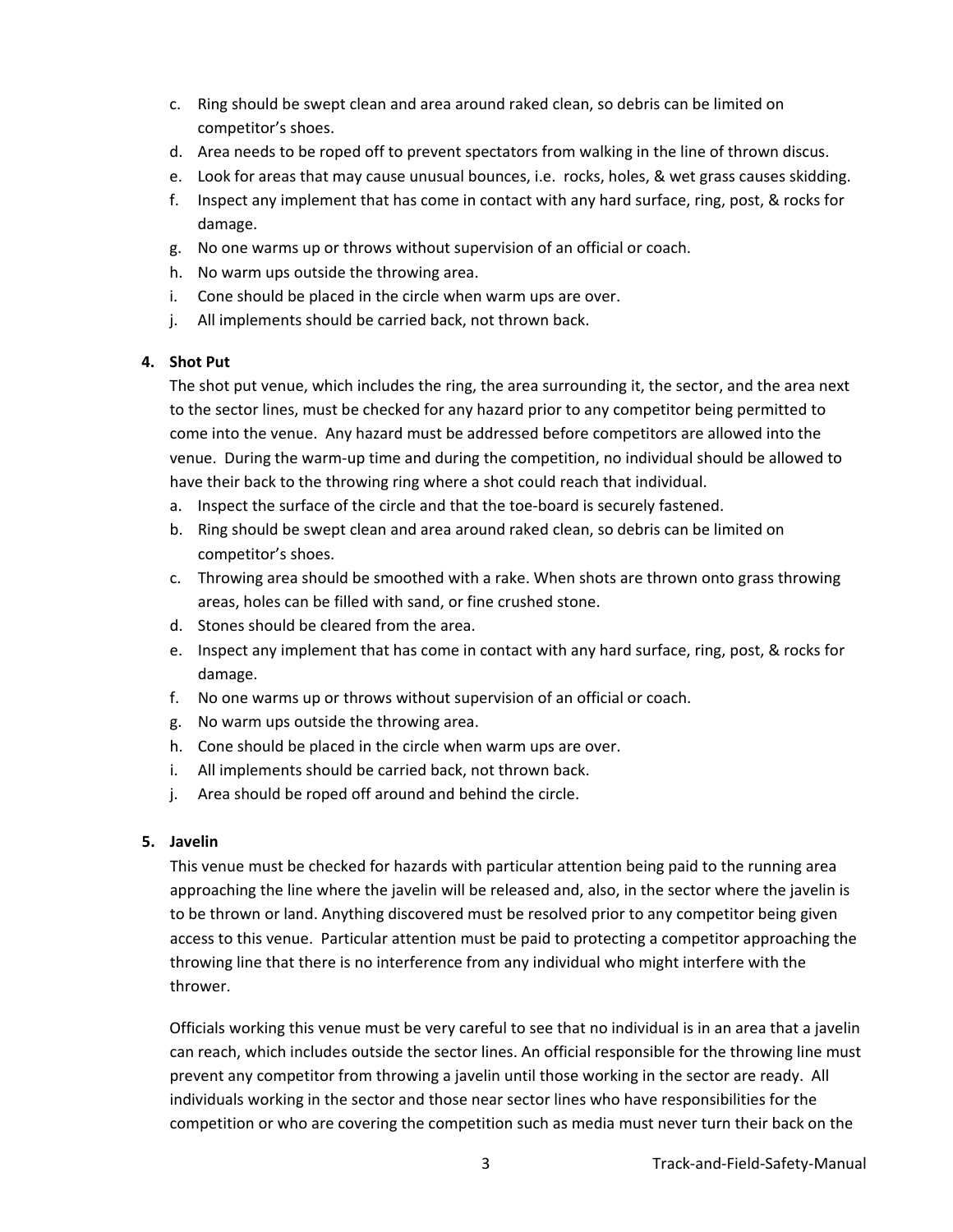c. Ring should be swept clean and area around raked clean, so debris can be limited on competitor's shoes.
d. Area needs to be roped off to prevent spectators from walking in the line of thrown discus.
e. Look for areas that may cause unusual bounces, i.e. rocks, holes, & wet grass causes skidding.
f. Inspect any implement that has come in contact with any hard surface, ring, post, & rocks for damage.
g. No one warms up or throws without supervision of an official or coach.
h. No warm ups outside the throwing area.
i. Cone should be placed in the circle when warm ups are over.
j. All implements should be carried back, not thrown back.

**4. Shot Put**

The shot put venue, which includes the ring, the area surrounding it, the sector, and the area next to the sector lines, must be checked for any hazard prior to any competitor being permitted to come into the venue. Any hazard must be addressed before competitors are allowed into the venue. During the warm-up time and during the competition, no individual should be allowed to have their back to the throwing ring where a shot could reach that individual.

a. Inspect the surface of the circle and that the toe-board is securely fastened.
b. Ring should be swept clean and area around raked clean, so debris can be limited on competitor's shoes.
c. Throwing area should be smoothed with a rake. When shots are thrown onto grass throwing areas, holes can be filled with sand, or fine crushed stone.
d. Stones should be cleared from the area.
e. Inspect any implement that has come in contact with any hard surface, ring, post, & rocks for damage.
f. No one warms up or throws without supervision of an official or coach.
g. No warm ups outside the throwing area.
h. Cone should be placed in the circle when warm ups are over.
i. All implements should be carried back, not thrown back.
j. Area should be roped off around and behind the circle.

**5. Javelin**

This venue must be checked for hazards with particular attention being paid to the running area approaching the line where the javelin will be released and, also, in the sector where the javelin is to be thrown or land. Anything discovered must be resolved prior to any competitor being given access to this venue. Particular attention must be paid to protecting a competitor approaching the throwing line that there is no interference from any individual who might interfere with the thrower.

Officials working this venue must be very careful to see that no individual is in an area that a javelin can reach, which includes outside the sector lines. An official responsible for the throwing line must prevent any competitor from throwing a javelin until those working in the sector are ready. All individuals working in the sector and those near sector lines who have responsibilities for the competition or who are covering the competition such as media must never turn their back on the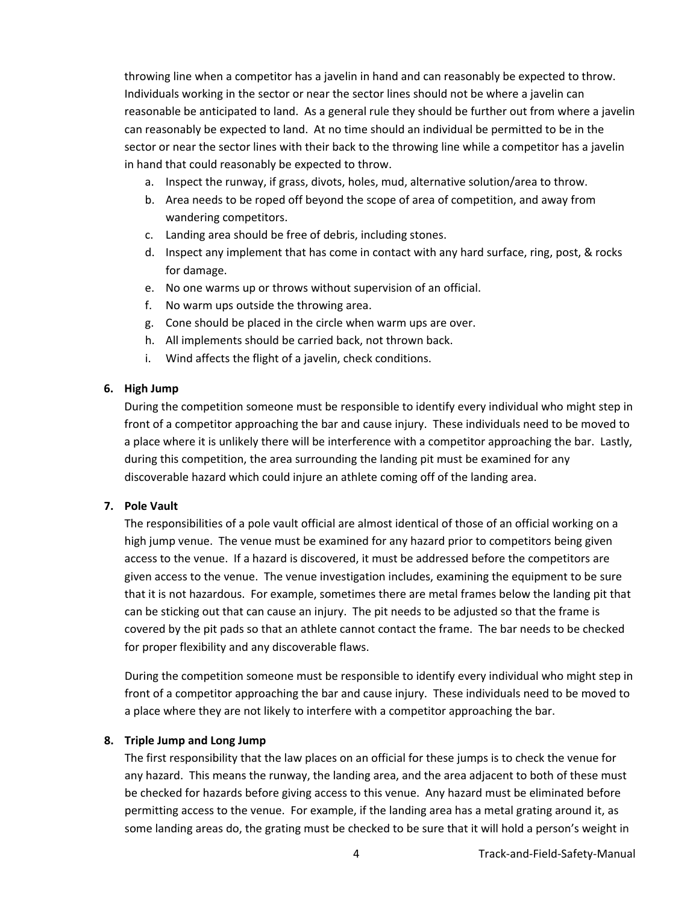throwing line when a competitor has a javelin in hand and can reasonably be expected to throw. Individuals working in the sector or near the sector lines should not be where a javelin can reasonable be anticipated to land. As a general rule they should be further out from where a javelin can reasonably be expected to land. At no time should an individual be permitted to be in the sector or near the sector lines with their back to the throwing line while a competitor has a javelin in hand that could reasonably be expected to throw.

a. Inspect the runway, if grass, divots, holes, mud, alternative solution/area to throw.
b. Area needs to be roped off beyond the scope of area of competition, and away from wandering competitors.
c. Landing area should be free of debris, including stones.
d. Inspect any implement that has come in contact with any hard surface, ring, post, & rocks for damage.
e. No one warms up or throws without supervision of an official.
f. No warm ups outside the throwing area.
g. Cone should be placed in the circle when warm ups are over.
h. All implements should be carried back, not thrown back.
i. Wind affects the flight of a javelin, check conditions.

**6. High Jump**

During the competition someone must be responsible to identify every individual who might step in front of a competitor approaching the bar and cause injury. These individuals need to be moved to a place where it is unlikely there will be interference with a competitor approaching the bar. Lastly, during this competition, the area surrounding the landing pit must be examined for any discoverable hazard which could injure an athlete coming off of the landing area.

**7. Pole Vault**

The responsibilities of a pole vault official are almost identical of those of an official working on a high jump venue. The venue must be examined for any hazard prior to competitors being given access to the venue. If a hazard is discovered, it must be addressed before the competitors are given access to the venue. The venue investigation includes, examining the equipment to be sure that it is not hazardous. For example, sometimes there are metal frames below the landing pit that can be sticking out that can cause an injury. The pit needs to be adjusted so that the frame is covered by the pit pads so that an athlete cannot contact the frame. The bar needs to be checked for proper flexibility and any discoverable flaws.

During the competition someone must be responsible to identify every individual who might step in front of a competitor approaching the bar and cause injury. These individuals need to be moved to a place where they are not likely to interfere with a competitor approaching the bar.

**8. Triple Jump and Long Jump**

The first responsibility that the law places on an official for these jumps is to check the venue for any hazard. This means the runway, the landing area, and the area adjacent to both of these must be checked for hazards before giving access to this venue. Any hazard must be eliminated before permitting access to the venue. For example, if the landing area has a metal grating around it, as some landing areas do, the grating must be checked to be sure that it will hold a person's weight in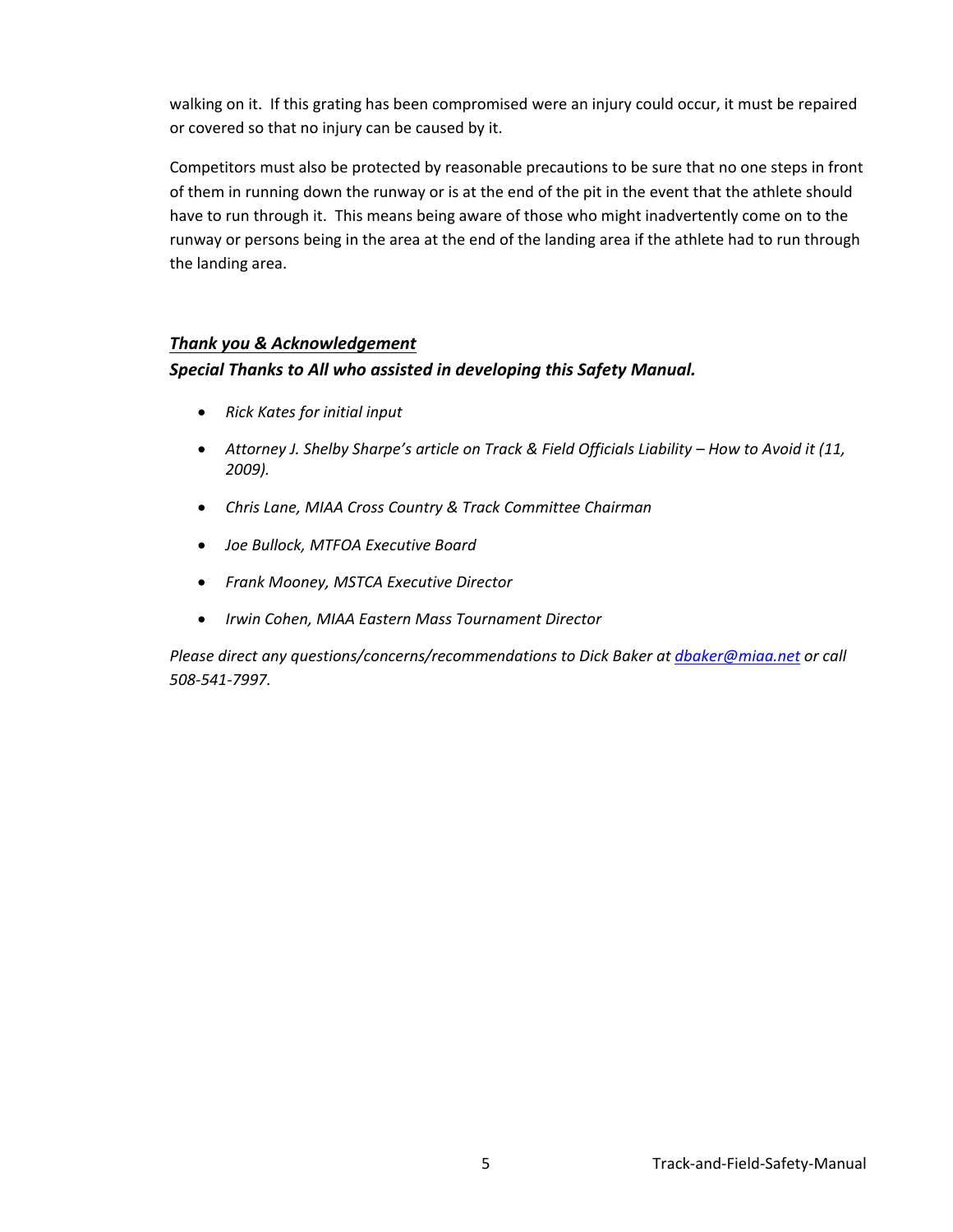walking on it. If this grating has been compromised were an injury could occur, it must be repaired or covered so that no injury can be caused by it.

Competitors must also be protected by reasonable precautions to be sure that no one steps in front of them in running down the runway or is at the end of the pit in the event that the athlete should have to run through it. This means being aware of those who might inadvertently come on to the runway or persons being in the area at the end of the landing area if the athlete had to run through the landing area.

## ***Thank you & Acknowledgement***

***Special Thanks to All who assisted in developing this Safety Manual.***

- *Rick Kates for initial input*
- *Attorney J. Shelby Sharpe's article on Track & Field Officials Liability – How to Avoid it (11, 2009).*
- *Chris Lane, MIAA Cross Country & Track Committee Chairman*
- *Joe Bullock, MTFOA Executive Board*
- *Frank Mooney, MSTCA Executive Director*
- *Irwin Cohen, MIAA Eastern Mass Tournament Director*

*Please direct any questions/concerns/recommendations to Dick Baker at [dbaker@miaa.net](mailto:dbaker@miaa.net) or call 508-541-7997.*